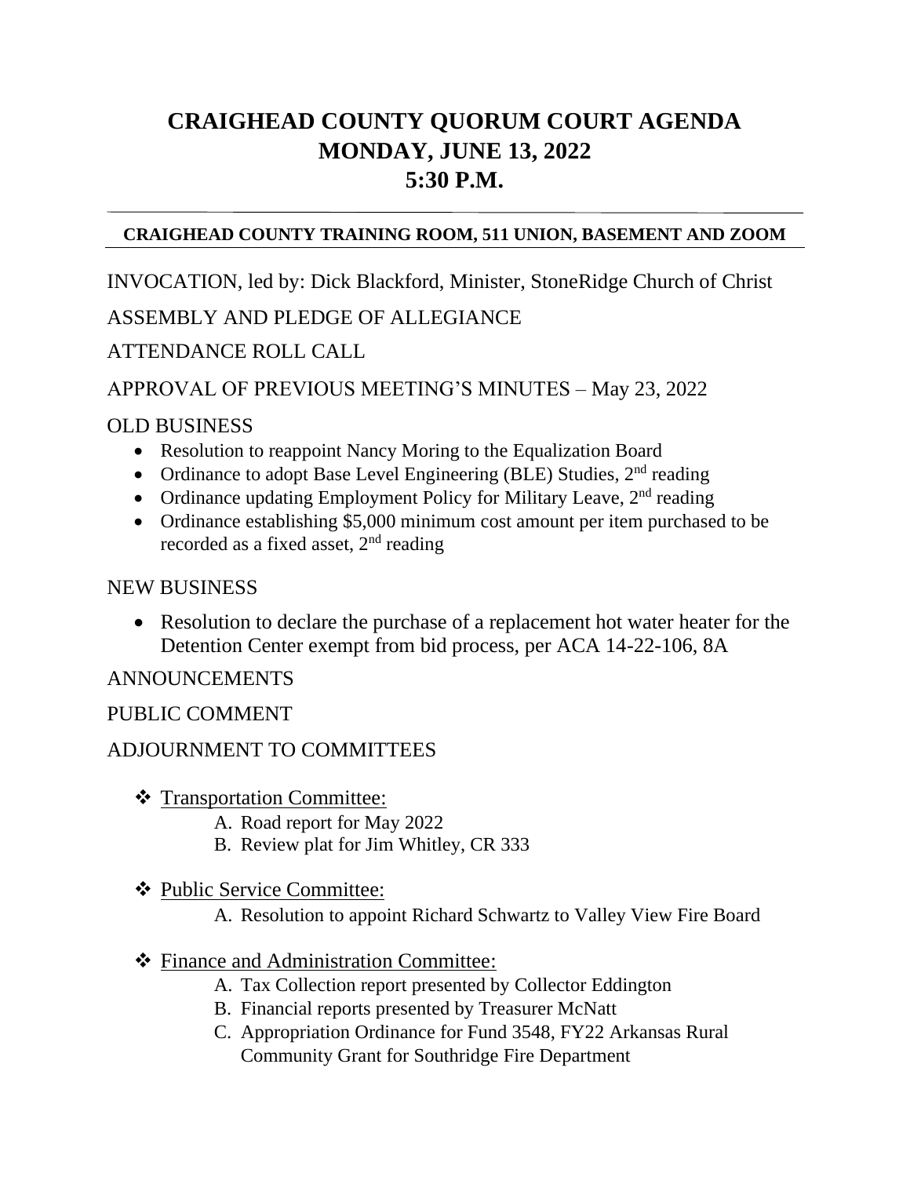# CRAIGHEAD COUNTY QUORUM COURT AGENDA
# MONDAY, JUNE 13, 2022
# 5:30 P.M.

---

**CRAIGHEAD COUNTY TRAINING ROOM, 511 UNION, BASEMENT AND ZOOM**

---

INVOCATION, led by: Dick Blackford, Minister, StoneRidge Church of Christ

ASSEMBLY AND PLEDGE OF ALLEGIANCE

ATTENDANCE ROLL CALL

APPROVAL OF PREVIOUS MEETING'S MINUTES – May 23, 2022

OLD BUSINESS

- Resolution to reappoint Nancy Moring to the Equalization Board
- Ordinance to adopt Base Level Engineering (BLE) Studies, 2nd reading
- Ordinance updating Employment Policy for Military Leave, 2nd reading
- Ordinance establishing $5,000 minimum cost amount per item purchased to be recorded as a fixed asset, 2nd reading

NEW BUSINESS

- Resolution to declare the purchase of a replacement hot water heater for the Detention Center exempt from bid process, per ACA 14-22-106, 8A

ANNOUNCEMENTS

PUBLIC COMMENT

ADJOURNMENT TO COMMITTEES

- Transportation Committee:
  A. Road report for May 2022
  B. Review plat for Jim Whitley, CR 333

- Public Service Committee:
  A. Resolution to appoint Richard Schwartz to Valley View Fire Board

- Finance and Administration Committee:
  A. Tax Collection report presented by Collector Eddington
  B. Financial reports presented by Treasurer McNatt
  C. Appropriation Ordinance for Fund 3548, FY22 Arkansas Rural Community Grant for Southridge Fire Department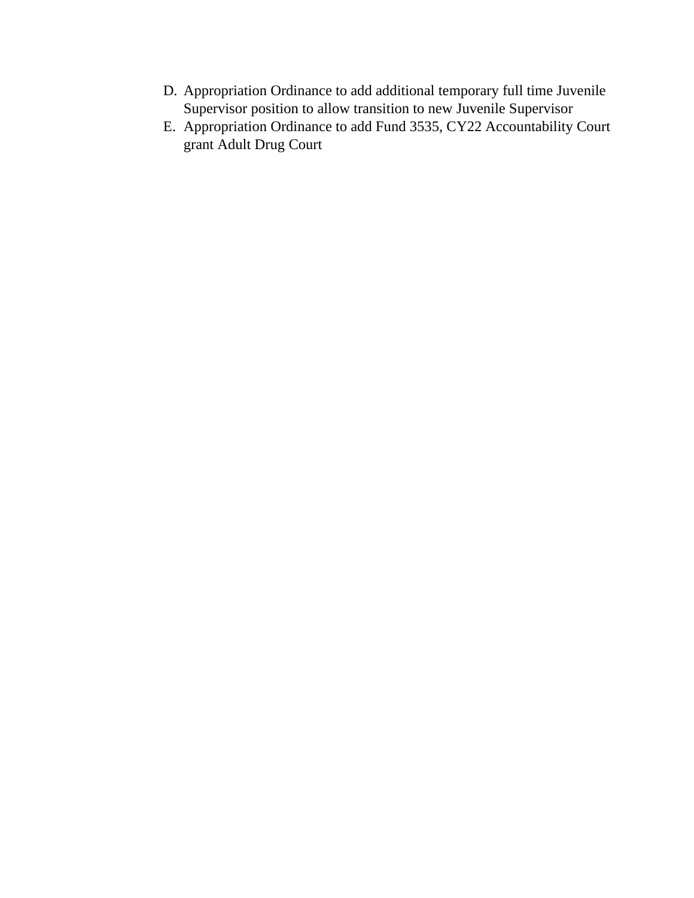D. Appropriation Ordinance to add additional temporary full time Juvenile Supervisor position to allow transition to new Juvenile Supervisor
E. Appropriation Ordinance to add Fund 3535, CY22 Accountability Court grant Adult Drug Court